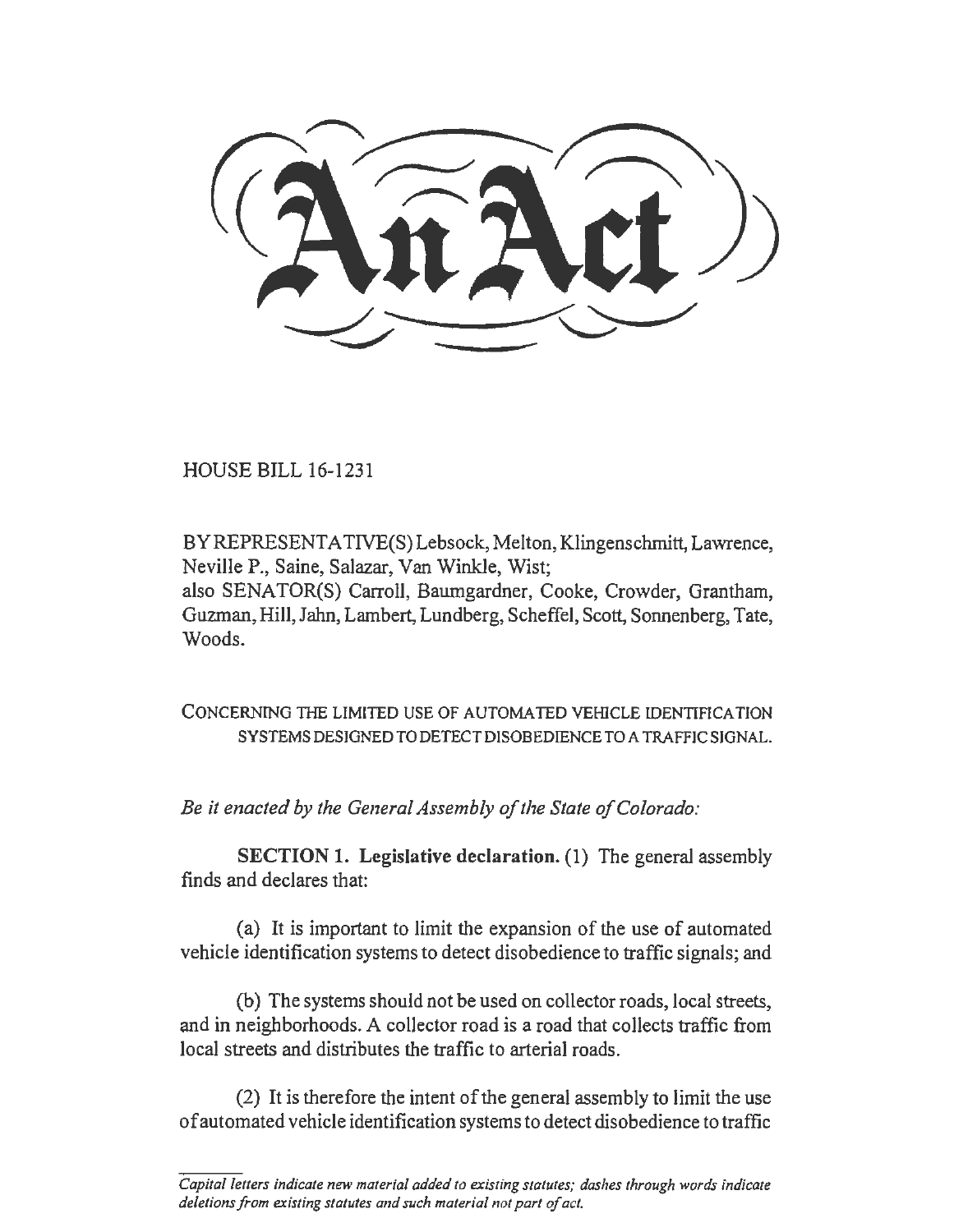# An Act

HOUSE BILL 16-1231

BY REPRESENTATIVE(S) Lebsock, Melton, Klingenschmitt, Lawrence, Neville P., Saine, Salazar, Van Winkle, Wist;
also SENATOR(S) Carroll, Baumgardner, Cooke, Crowder, Grantham, Guzman, Hill, Jahn, Lambert, Lundberg, Scheffel, Scott, Sonnenberg, Tate, Woods.

CONCERNING THE LIMITED USE OF AUTOMATED VEHICLE IDENTIFICATION SYSTEMS DESIGNED TO DETECT DISOBEDIENCE TO A TRAFFIC SIGNAL.

*Be it enacted by the General Assembly of the State of Colorado:*

**SECTION 1. Legislative declaration.** (1) The general assembly finds and declares that:

(a) It is important to limit the expansion of the use of automated vehicle identification systems to detect disobedience to traffic signals; and

(b) The systems should not be used on collector roads, local streets, and in neighborhoods. A collector road is a road that collects traffic from local streets and distributes the traffic to arterial roads.

(2) It is therefore the intent of the general assembly to limit the use of automated vehicle identification systems to detect disobedience to traffic

*Capital letters indicate new material added to existing statutes; dashes through words indicate deletions from existing statutes and such material not part of act.*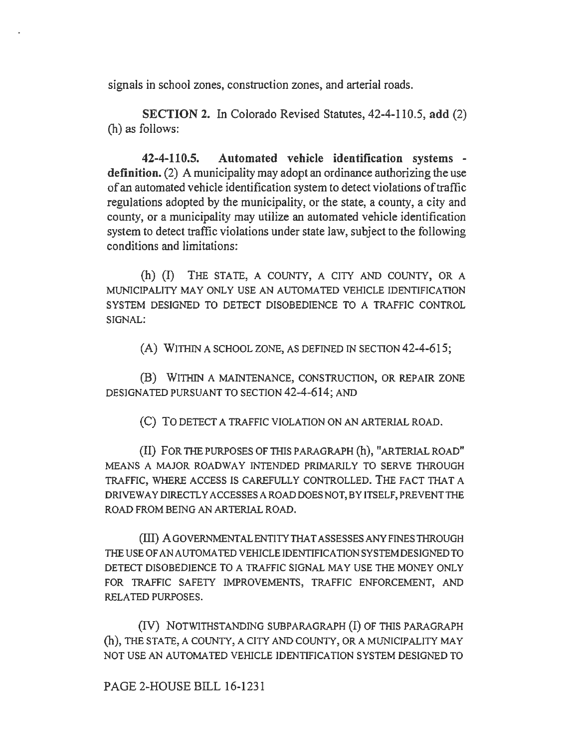signals in school zones, construction zones, and arterial roads.

**SECTION 2.** In Colorado Revised Statutes, 42-4-110.5, **add** (2) (h) as follows:

**42-4-110.5. Automated vehicle identification systems - definition.** (2) A municipality may adopt an ordinance authorizing the use of an automated vehicle identification system to detect violations of traffic regulations adopted by the municipality, or the state, a county, a city and county, or a municipality may utilize an automated vehicle identification system to detect traffic violations under state law, subject to the following conditions and limitations:

(h) (I) THE STATE, A COUNTY, A CITY AND COUNTY, OR A MUNICIPALITY MAY ONLY USE AN AUTOMATED VEHICLE IDENTIFICATION SYSTEM DESIGNED TO DETECT DISOBEDIENCE TO A TRAFFIC CONTROL SIGNAL:

(A) WITHIN A SCHOOL ZONE, AS DEFINED IN SECTION 42-4-615;

(B) WITHIN A MAINTENANCE, CONSTRUCTION, OR REPAIR ZONE DESIGNATED PURSUANT TO SECTION 42-4-614; AND

(C) TO DETECT A TRAFFIC VIOLATION ON AN ARTERIAL ROAD.

(II) FOR THE PURPOSES OF THIS PARAGRAPH (h), "ARTERIAL ROAD" MEANS A MAJOR ROADWAY INTENDED PRIMARILY TO SERVE THROUGH TRAFFIC, WHERE ACCESS IS CAREFULLY CONTROLLED. THE FACT THAT A DRIVEWAY DIRECTLY ACCESSES A ROAD DOES NOT, BY ITSELF, PREVENT THE ROAD FROM BEING AN ARTERIAL ROAD.

(III) A GOVERNMENTAL ENTITY THAT ASSESSES ANY FINES THROUGH THE USE OF AN AUTOMATED VEHICLE IDENTIFICATION SYSTEM DESIGNED TO DETECT DISOBEDIENCE TO A TRAFFIC SIGNAL MAY USE THE MONEY ONLY FOR TRAFFIC SAFETY IMPROVEMENTS, TRAFFIC ENFORCEMENT, AND RELATED PURPOSES.

(IV) NOTWITHSTANDING SUBPARAGRAPH (I) OF THIS PARAGRAPH (h), THE STATE, A COUNTY, A CITY AND COUNTY, OR A MUNICIPALITY MAY NOT USE AN AUTOMATED VEHICLE IDENTIFICATION SYSTEM DESIGNED TO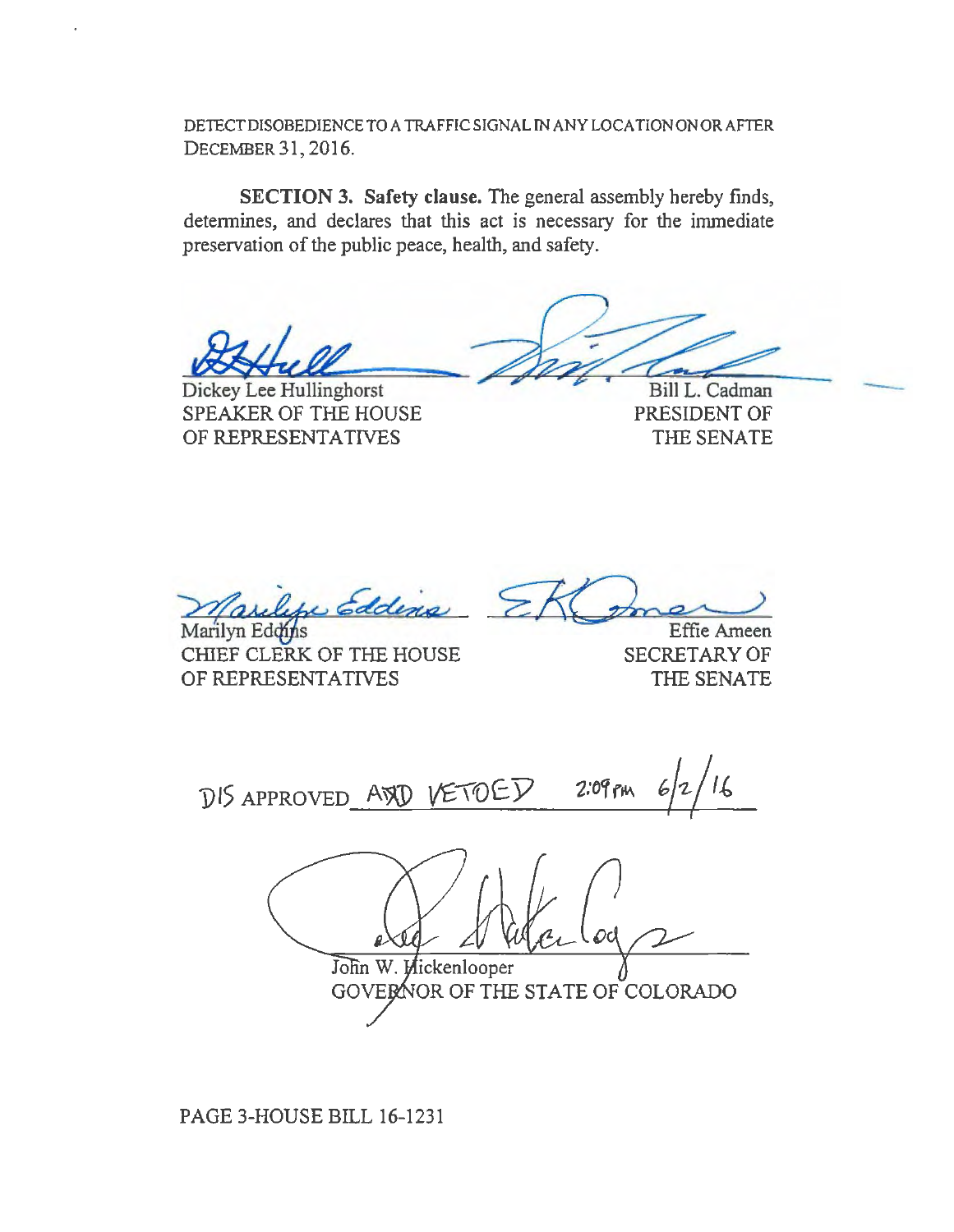DETECT DISOBEDIENCE TO A TRAFFIC SIGNAL IN ANY LOCATION ON OR AFTER DECEMBER 31, 2016.

**SECTION 3. Safety clause.** The general assembly hereby finds, determines, and declares that this act is necessary for the immediate preservation of the public peace, health, and safety.

Dickey Lee Hullinghorst
SPEAKER OF THE HOUSE
OF REPRESENTATIVES

Bill L. Cadman
PRESIDENT OF
THE SENATE

Marilyn Eddins
CHIEF CLERK OF THE HOUSE
OF REPRESENTATIVES

Effie Ameen
SECRETARY OF
THE SENATE

DIS APPROVED AND VETOED 2:09 PM 6/2/16

John W. Hickenlooper
GOVERNOR OF THE STATE OF COLORADO

PAGE 3-HOUSE BILL 16-1231